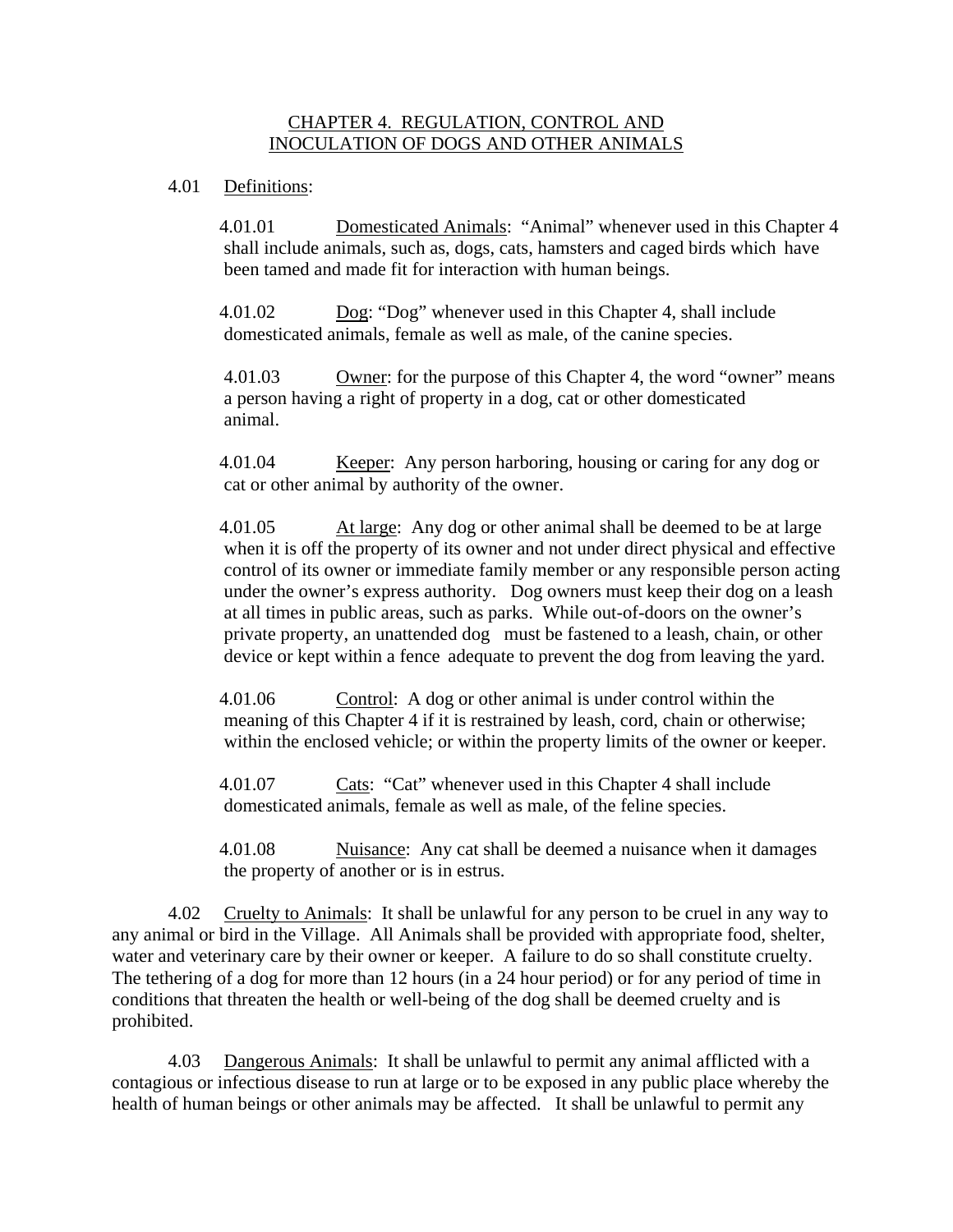# CHAPTER 4. REGULATION, CONTROL AND INOCULATION OF DOGS AND OTHER ANIMALS

4.01 Definitions:

4.01.01 Domesticated Animals: "Animal" whenever used in this Chapter 4 shall include animals, such as, dogs, cats, hamsters and caged birds which have been tamed and made fit for interaction with human beings.

4.01.02 Dog: "Dog" whenever used in this Chapter 4, shall include domesticated animals, female as well as male, of the canine species.

4.01.03 Owner: for the purpose of this Chapter 4, the word "owner" means a person having a right of property in a dog, cat or other domesticated animal.

4.01.04 Keeper: Any person harboring, housing or caring for any dog or cat or other animal by authority of the owner.

4.01.05 At large: Any dog or other animal shall be deemed to be at large when it is off the property of its owner and not under direct physical and effective control of its owner or immediate family member or any responsible person acting under the owner's express authority. Dog owners must keep their dog on a leash at all times in public areas, such as parks. While out-of-doors on the owner's private property, an unattended dog must be fastened to a leash, chain, or other device or kept within a fence adequate to prevent the dog from leaving the yard.

4.01.06 Control: A dog or other animal is under control within the meaning of this Chapter 4 if it is restrained by leash, cord, chain or otherwise; within the enclosed vehicle; or within the property limits of the owner or keeper.

4.01.07 Cats: "Cat" whenever used in this Chapter 4 shall include domesticated animals, female as well as male, of the feline species.

4.01.08 Nuisance: Any cat shall be deemed a nuisance when it damages the property of another or is in estrus.

4.02 Cruelty to Animals: It shall be unlawful for any person to be cruel in any way to any animal or bird in the Village. All Animals shall be provided with appropriate food, shelter, water and veterinary care by their owner or keeper. A failure to do so shall constitute cruelty. The tethering of a dog for more than 12 hours (in a 24 hour period) or for any period of time in conditions that threaten the health or well-being of the dog shall be deemed cruelty and is prohibited.

4.03 Dangerous Animals: It shall be unlawful to permit any animal afflicted with a contagious or infectious disease to run at large or to be exposed in any public place whereby the health of human beings or other animals may be affected. It shall be unlawful to permit any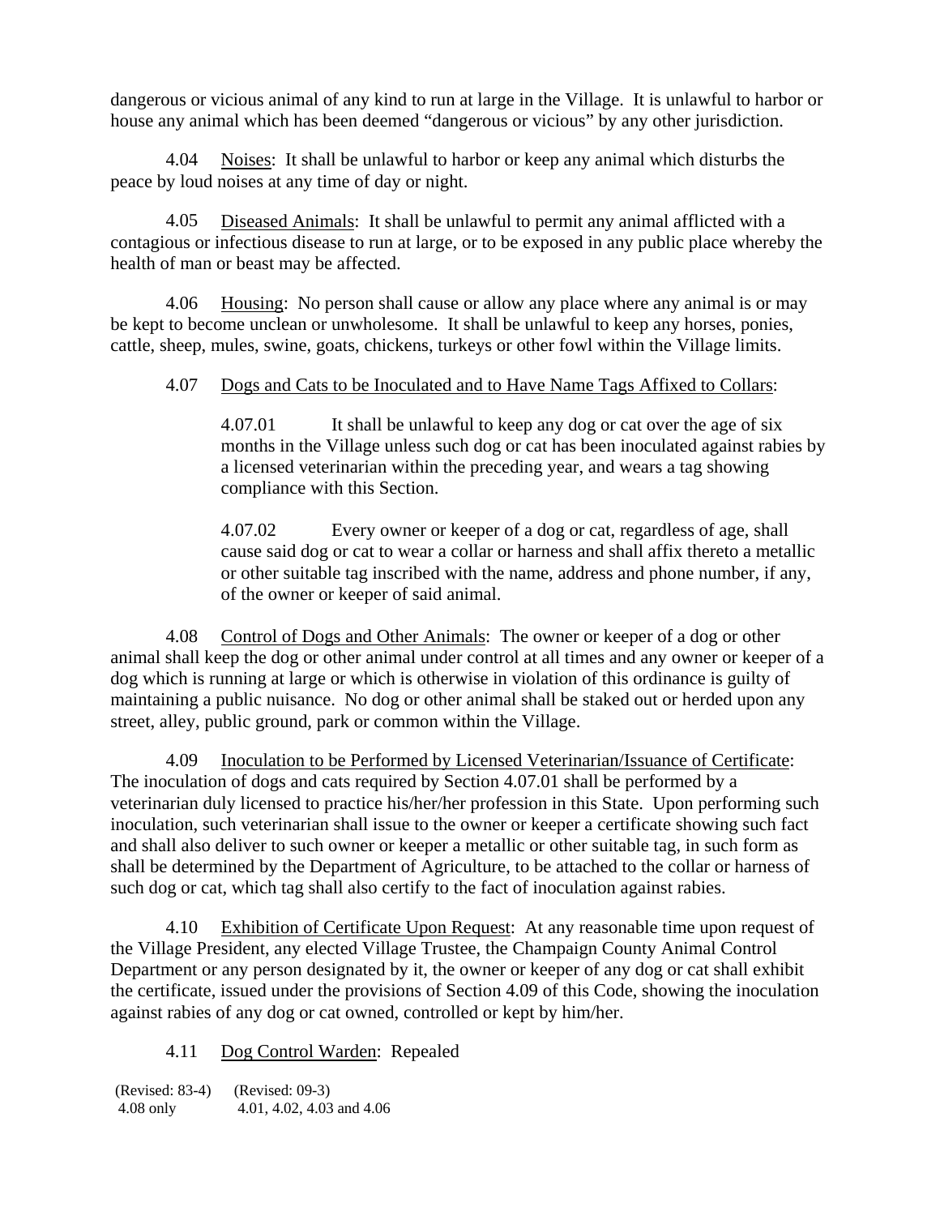dangerous or vicious animal of any kind to run at large in the Village. It is unlawful to harbor or house any animal which has been deemed "dangerous or vicious" by any other jurisdiction.

4.04 Noises: It shall be unlawful to harbor or keep any animal which disturbs the peace by loud noises at any time of day or night.

4.05 Diseased Animals: It shall be unlawful to permit any animal afflicted with a contagious or infectious disease to run at large, or to be exposed in any public place whereby the health of man or beast may be affected.

4.06 Housing: No person shall cause or allow any place where any animal is or may be kept to become unclean or unwholesome. It shall be unlawful to keep any horses, ponies, cattle, sheep, mules, swine, goats, chickens, turkeys or other fowl within the Village limits.

4.07 Dogs and Cats to be Inoculated and to Have Name Tags Affixed to Collars:

> 4.07.01 It shall be unlawful to keep any dog or cat over the age of six months in the Village unless such dog or cat has been inoculated against rabies by a licensed veterinarian within the preceding year, and wears a tag showing compliance with this Section.
>
> 4.07.02 Every owner or keeper of a dog or cat, regardless of age, shall cause said dog or cat to wear a collar or harness and shall affix thereto a metallic or other suitable tag inscribed with the name, address and phone number, if any, of the owner or keeper of said animal.

4.08 Control of Dogs and Other Animals: The owner or keeper of a dog or other animal shall keep the dog or other animal under control at all times and any owner or keeper of a dog which is running at large or which is otherwise in violation of this ordinance is guilty of maintaining a public nuisance. No dog or other animal shall be staked out or herded upon any street, alley, public ground, park or common within the Village.

4.09 Inoculation to be Performed by Licensed Veterinarian/Issuance of Certificate: The inoculation of dogs and cats required by Section 4.07.01 shall be performed by a veterinarian duly licensed to practice his/her/her profession in this State. Upon performing such inoculation, such veterinarian shall issue to the owner or keeper a certificate showing such fact and shall also deliver to such owner or keeper a metallic or other suitable tag, in such form as shall be determined by the Department of Agriculture, to be attached to the collar or harness of such dog or cat, which tag shall also certify to the fact of inoculation against rabies.

4.10 Exhibition of Certificate Upon Request: At any reasonable time upon request of the Village President, any elected Village Trustee, the Champaign County Animal Control Department or any person designated by it, the owner or keeper of any dog or cat shall exhibit the certificate, issued under the provisions of Section 4.09 of this Code, showing the inoculation against rabies of any dog or cat owned, controlled or kept by him/her.

4.11 Dog Control Warden: Repealed

(Revised: 83-4) (Revised: 09-3)
4.08 only 4.01, 4.02, 4.03 and 4.06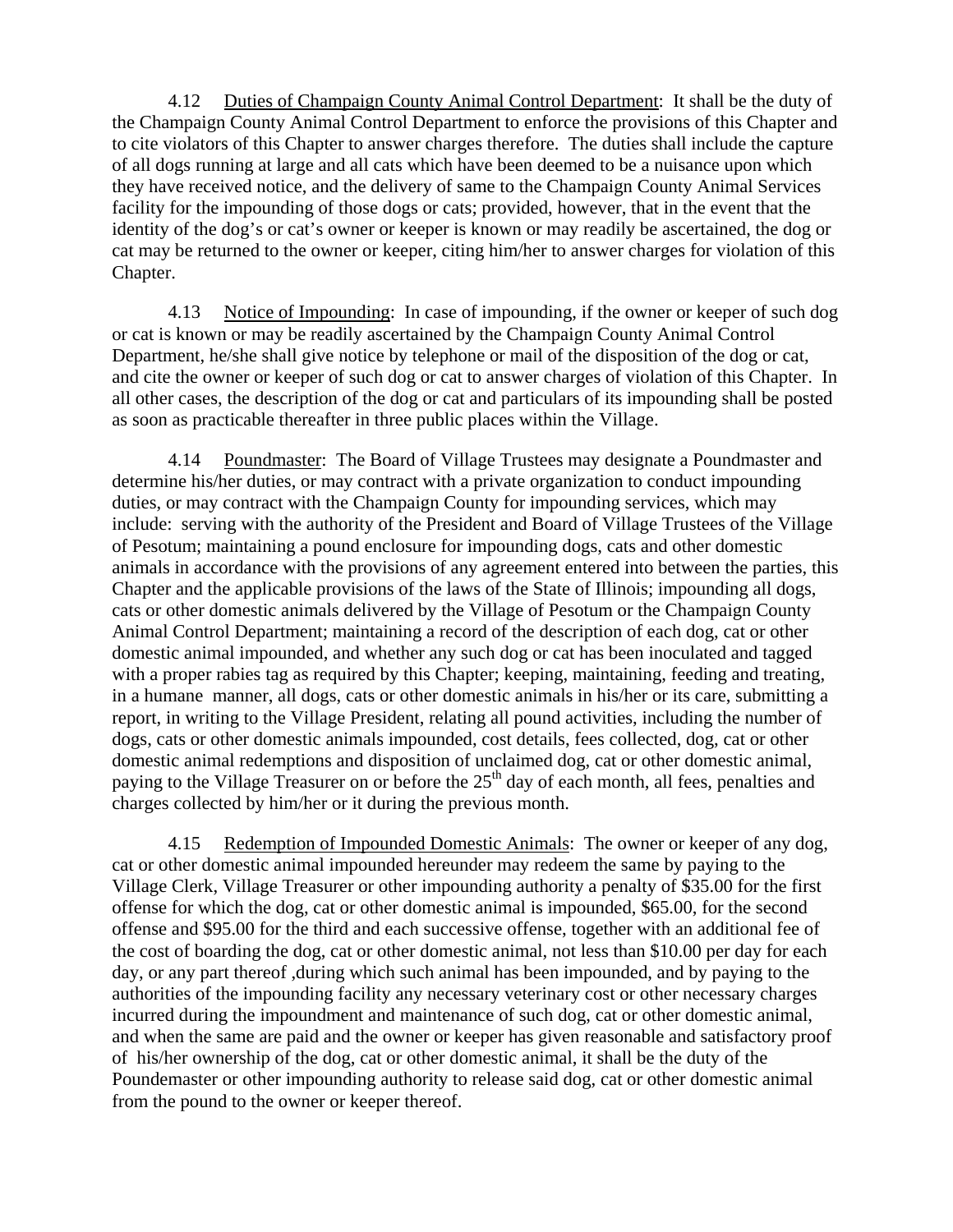4.12 Duties of Champaign County Animal Control Department: It shall be the duty of the Champaign County Animal Control Department to enforce the provisions of this Chapter and to cite violators of this Chapter to answer charges therefore. The duties shall include the capture of all dogs running at large and all cats which have been deemed to be a nuisance upon which they have received notice, and the delivery of same to the Champaign County Animal Services facility for the impounding of those dogs or cats; provided, however, that in the event that the identity of the dog's or cat's owner or keeper is known or may readily be ascertained, the dog or cat may be returned to the owner or keeper, citing him/her to answer charges for violation of this Chapter.

4.13 Notice of Impounding: In case of impounding, if the owner or keeper of such dog or cat is known or may be readily ascertained by the Champaign County Animal Control Department, he/she shall give notice by telephone or mail of the disposition of the dog or cat, and cite the owner or keeper of such dog or cat to answer charges of violation of this Chapter. In all other cases, the description of the dog or cat and particulars of its impounding shall be posted as soon as practicable thereafter in three public places within the Village.

4.14 Poundmaster: The Board of Village Trustees may designate a Poundmaster and determine his/her duties, or may contract with a private organization to conduct impounding duties, or may contract with the Champaign County for impounding services, which may include: serving with the authority of the President and Board of Village Trustees of the Village of Pesotum; maintaining a pound enclosure for impounding dogs, cats and other domestic animals in accordance with the provisions of any agreement entered into between the parties, this Chapter and the applicable provisions of the laws of the State of Illinois; impounding all dogs, cats or other domestic animals delivered by the Village of Pesotum or the Champaign County Animal Control Department; maintaining a record of the description of each dog, cat or other domestic animal impounded, and whether any such dog or cat has been inoculated and tagged with a proper rabies tag as required by this Chapter; keeping, maintaining, feeding and treating, in a humane manner, all dogs, cats or other domestic animals in his/her or its care, submitting a report, in writing to the Village President, relating all pound activities, including the number of dogs, cats or other domestic animals impounded, cost details, fees collected, dog, cat or other domestic animal redemptions and disposition of unclaimed dog, cat or other domestic animal, paying to the Village Treasurer on or before the 25th day of each month, all fees, penalties and charges collected by him/her or it during the previous month.

4.15 Redemption of Impounded Domestic Animals: The owner or keeper of any dog, cat or other domestic animal impounded hereunder may redeem the same by paying to the Village Clerk, Village Treasurer or other impounding authority a penalty of $35.00 for the first offense for which the dog, cat or other domestic animal is impounded, $65.00, for the second offense and $95.00 for the third and each successive offense, together with an additional fee of the cost of boarding the dog, cat or other domestic animal, not less than $10.00 per day for each day, or any part thereof ,during which such animal has been impounded, and by paying to the authorities of the impounding facility any necessary veterinary cost or other necessary charges incurred during the impoundment and maintenance of such dog, cat or other domestic animal, and when the same are paid and the owner or keeper has given reasonable and satisfactory proof of his/her ownership of the dog, cat or other domestic animal, it shall be the duty of the Poundemaster or other impounding authority to release said dog, cat or other domestic animal from the pound to the owner or keeper thereof.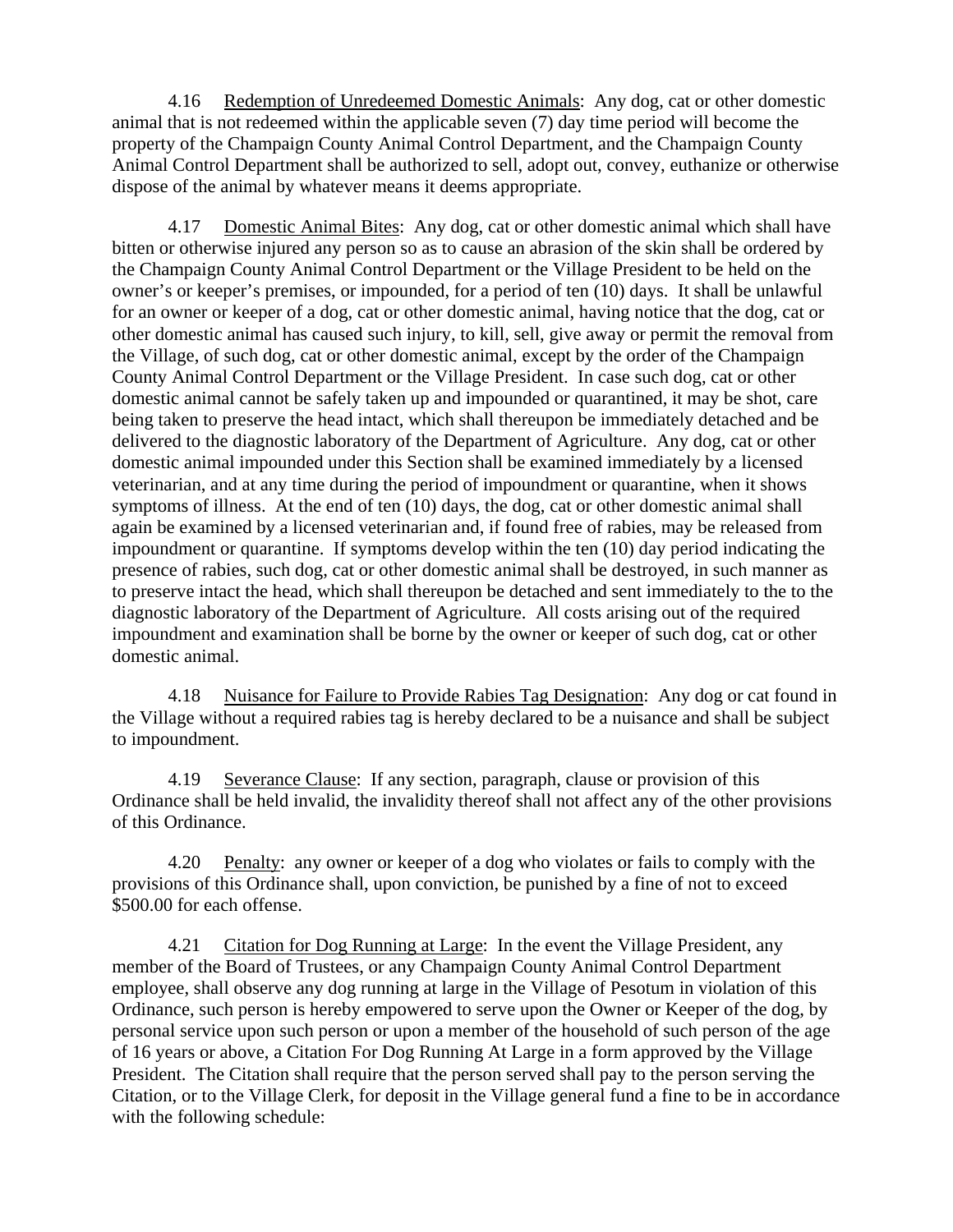4.16 Redemption of Unredeemed Domestic Animals: Any dog, cat or other domestic animal that is not redeemed within the applicable seven (7) day time period will become the property of the Champaign County Animal Control Department, and the Champaign County Animal Control Department shall be authorized to sell, adopt out, convey, euthanize or otherwise dispose of the animal by whatever means it deems appropriate.

4.17 Domestic Animal Bites: Any dog, cat or other domestic animal which shall have bitten or otherwise injured any person so as to cause an abrasion of the skin shall be ordered by the Champaign County Animal Control Department or the Village President to be held on the owner's or keeper's premises, or impounded, for a period of ten (10) days. It shall be unlawful for an owner or keeper of a dog, cat or other domestic animal, having notice that the dog, cat or other domestic animal has caused such injury, to kill, sell, give away or permit the removal from the Village, of such dog, cat or other domestic animal, except by the order of the Champaign County Animal Control Department or the Village President. In case such dog, cat or other domestic animal cannot be safely taken up and impounded or quarantined, it may be shot, care being taken to preserve the head intact, which shall thereupon be immediately detached and be delivered to the diagnostic laboratory of the Department of Agriculture. Any dog, cat or other domestic animal impounded under this Section shall be examined immediately by a licensed veterinarian, and at any time during the period of impoundment or quarantine, when it shows symptoms of illness. At the end of ten (10) days, the dog, cat or other domestic animal shall again be examined by a licensed veterinarian and, if found free of rabies, may be released from impoundment or quarantine. If symptoms develop within the ten (10) day period indicating the presence of rabies, such dog, cat or other domestic animal shall be destroyed, in such manner as to preserve intact the head, which shall thereupon be detached and sent immediately to the to the diagnostic laboratory of the Department of Agriculture. All costs arising out of the required impoundment and examination shall be borne by the owner or keeper of such dog, cat or other domestic animal.

4.18 Nuisance for Failure to Provide Rabies Tag Designation: Any dog or cat found in the Village without a required rabies tag is hereby declared to be a nuisance and shall be subject to impoundment.

4.19 Severance Clause: If any section, paragraph, clause or provision of this Ordinance shall be held invalid, the invalidity thereof shall not affect any of the other provisions of this Ordinance.

4.20 Penalty: any owner or keeper of a dog who violates or fails to comply with the provisions of this Ordinance shall, upon conviction, be punished by a fine of not to exceed $500.00 for each offense.

4.21 Citation for Dog Running at Large: In the event the Village President, any member of the Board of Trustees, or any Champaign County Animal Control Department employee, shall observe any dog running at large in the Village of Pesotum in violation of this Ordinance, such person is hereby empowered to serve upon the Owner or Keeper of the dog, by personal service upon such person or upon a member of the household of such person of the age of 16 years or above, a Citation For Dog Running At Large in a form approved by the Village President. The Citation shall require that the person served shall pay to the person serving the Citation, or to the Village Clerk, for deposit in the Village general fund a fine to be in accordance with the following schedule: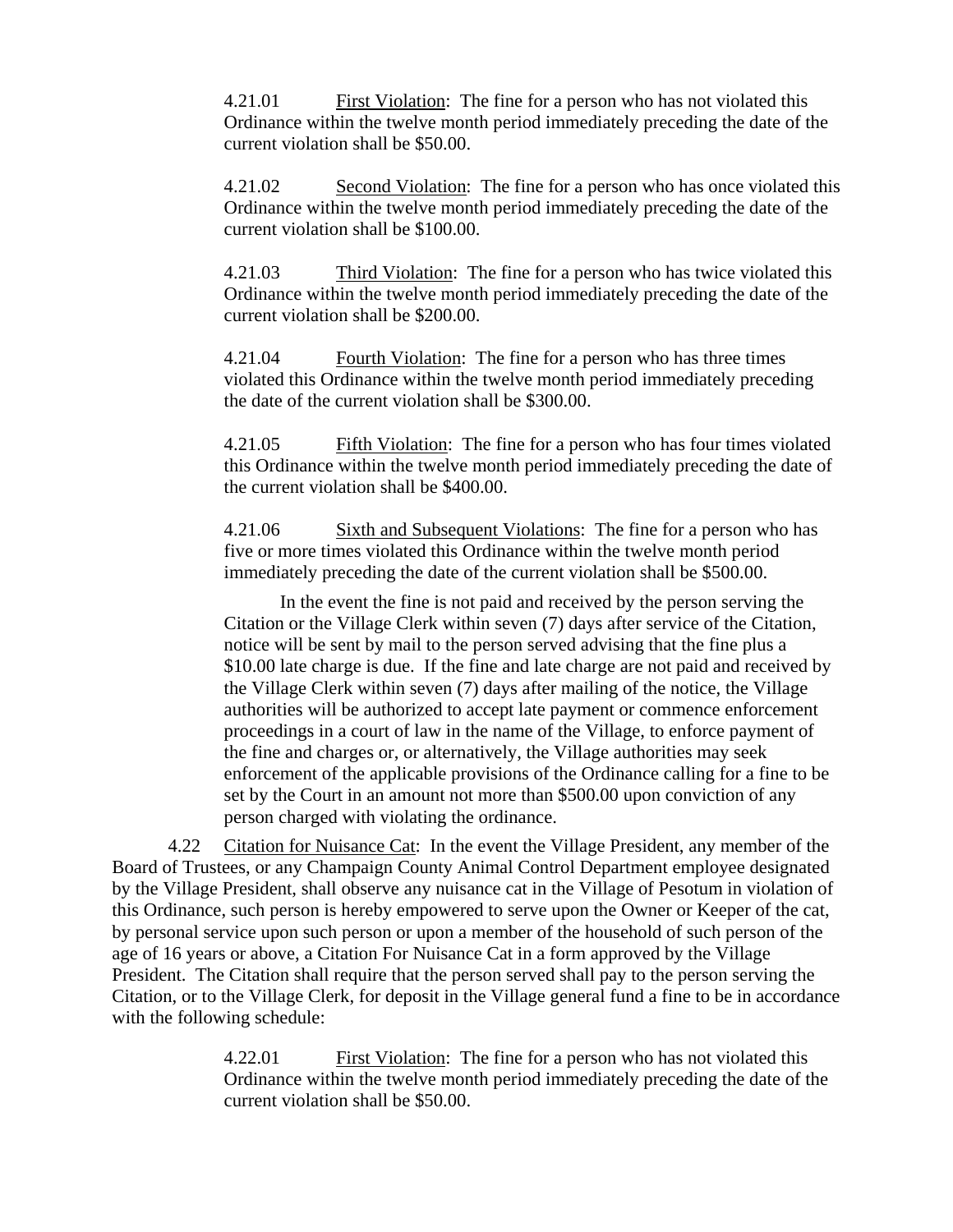4.21.01 First Violation: The fine for a person who has not violated this Ordinance within the twelve month period immediately preceding the date of the current violation shall be $50.00.

4.21.02 Second Violation: The fine for a person who has once violated this Ordinance within the twelve month period immediately preceding the date of the current violation shall be $100.00.

4.21.03 Third Violation: The fine for a person who has twice violated this Ordinance within the twelve month period immediately preceding the date of the current violation shall be $200.00.

4.21.04 Fourth Violation: The fine for a person who has three times violated this Ordinance within the twelve month period immediately preceding the date of the current violation shall be $300.00.

4.21.05 Fifth Violation: The fine for a person who has four times violated this Ordinance within the twelve month period immediately preceding the date of the current violation shall be $400.00.

4.21.06 Sixth and Subsequent Violations: The fine for a person who has five or more times violated this Ordinance within the twelve month period immediately preceding the date of the current violation shall be $500.00.

In the event the fine is not paid and received by the person serving the Citation or the Village Clerk within seven (7) days after service of the Citation, notice will be sent by mail to the person served advising that the fine plus a $10.00 late charge is due. If the fine and late charge are not paid and received by the Village Clerk within seven (7) days after mailing of the notice, the Village authorities will be authorized to accept late payment or commence enforcement proceedings in a court of law in the name of the Village, to enforce payment of the fine and charges or, or alternatively, the Village authorities may seek enforcement of the applicable provisions of the Ordinance calling for a fine to be set by the Court in an amount not more than $500.00 upon conviction of any person charged with violating the ordinance.

4.22 Citation for Nuisance Cat: In the event the Village President, any member of the Board of Trustees, or any Champaign County Animal Control Department employee designated by the Village President, shall observe any nuisance cat in the Village of Pesotum in violation of this Ordinance, such person is hereby empowered to serve upon the Owner or Keeper of the cat, by personal service upon such person or upon a member of the household of such person of the age of 16 years or above, a Citation For Nuisance Cat in a form approved by the Village President. The Citation shall require that the person served shall pay to the person serving the Citation, or to the Village Clerk, for deposit in the Village general fund a fine to be in accordance with the following schedule:

4.22.01 First Violation: The fine for a person who has not violated this Ordinance within the twelve month period immediately preceding the date of the current violation shall be $50.00.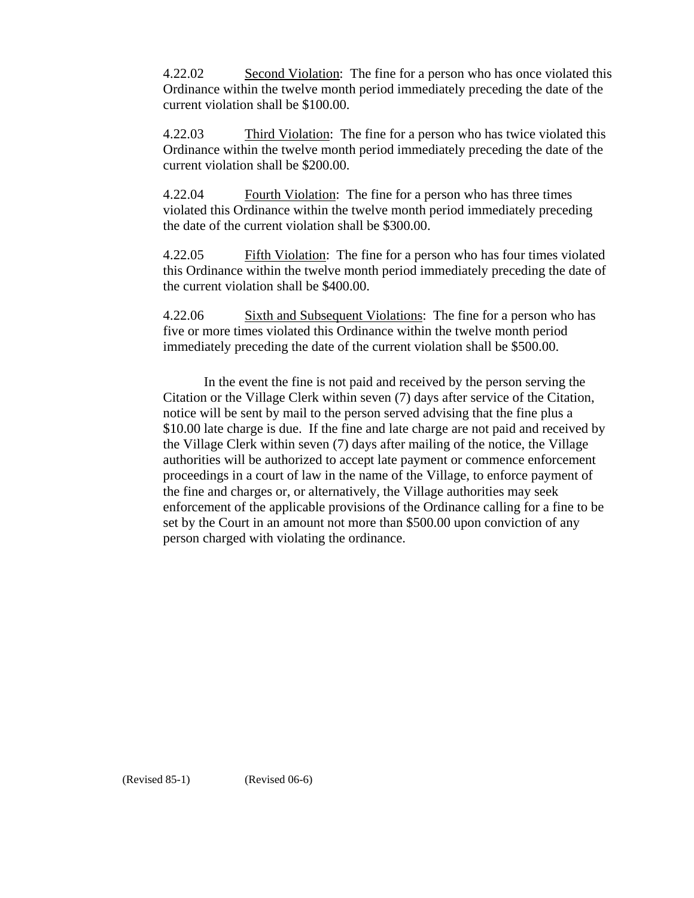4.22.02 Second Violation: The fine for a person who has once violated this Ordinance within the twelve month period immediately preceding the date of the current violation shall be $100.00.

4.22.03 Third Violation: The fine for a person who has twice violated this Ordinance within the twelve month period immediately preceding the date of the current violation shall be $200.00.

4.22.04 Fourth Violation: The fine for a person who has three times violated this Ordinance within the twelve month period immediately preceding the date of the current violation shall be $300.00.

4.22.05 Fifth Violation: The fine for a person who has four times violated this Ordinance within the twelve month period immediately preceding the date of the current violation shall be $400.00.

4.22.06 Sixth and Subsequent Violations: The fine for a person who has five or more times violated this Ordinance within the twelve month period immediately preceding the date of the current violation shall be $500.00.

In the event the fine is not paid and received by the person serving the Citation or the Village Clerk within seven (7) days after service of the Citation, notice will be sent by mail to the person served advising that the fine plus a $10.00 late charge is due. If the fine and late charge are not paid and received by the Village Clerk within seven (7) days after mailing of the notice, the Village authorities will be authorized to accept late payment or commence enforcement proceedings in a court of law in the name of the Village, to enforce payment of the fine and charges or, or alternatively, the Village authorities may seek enforcement of the applicable provisions of the Ordinance calling for a fine to be set by the Court in an amount not more than $500.00 upon conviction of any person charged with violating the ordinance.

(Revised 85-1) (Revised 06-6)